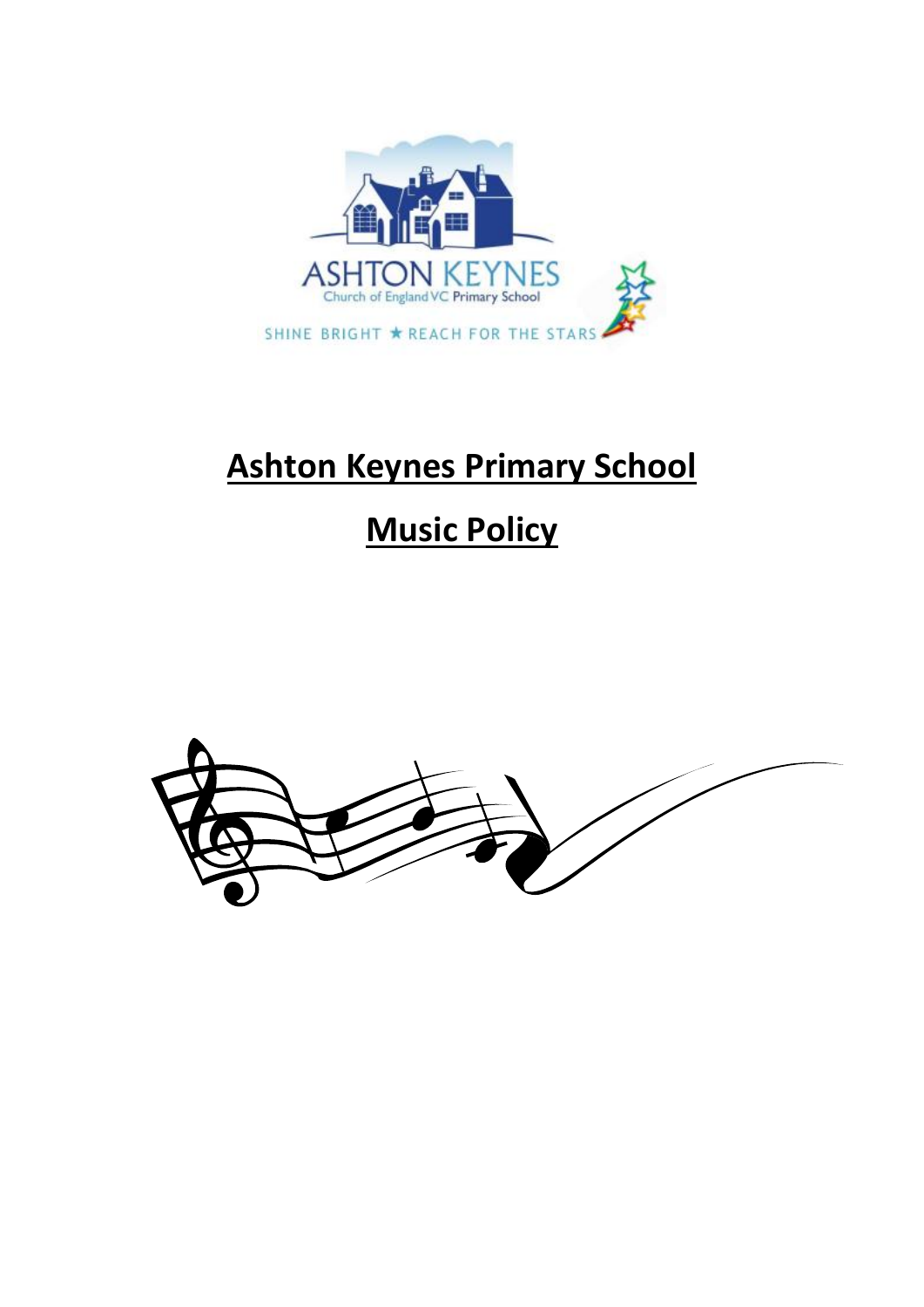# Ashton Keynes Primary School

# Music Policy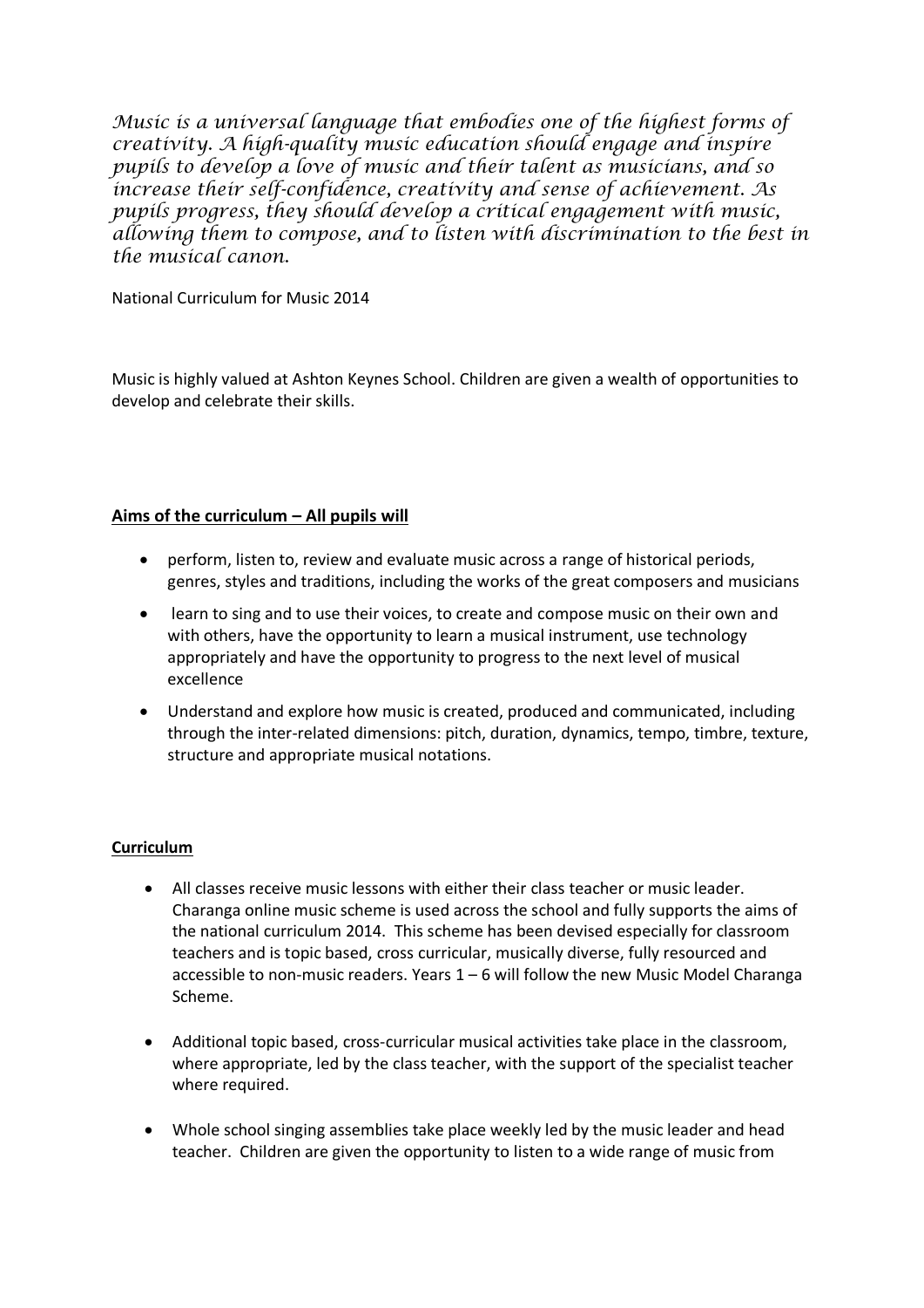*Music is a universal language that embodies one of the highest forms of creativity. A high-quality music education should engage and inspire pupils to develop a love of music and their talent as musicians, and so increase their self-confidence, creativity and sense of achievement. As pupils progress, they should develop a critical engagement with music, allowing them to compose, and to listen with discrimination to the best in the musical canon.*

National Curriculum for Music 2014

Music is highly valued at Ashton Keynes School. Children are given a wealth of opportunities to develop and celebrate their skills.

**Aims of the curriculum – All pupils will**

- perform, listen to, review and evaluate music across a range of historical periods, genres, styles and traditions, including the works of the great composers and musicians
- learn to sing and to use their voices, to create and compose music on their own and with others, have the opportunity to learn a musical instrument, use technology appropriately and have the opportunity to progress to the next level of musical excellence
- Understand and explore how music is created, produced and communicated, including through the inter-related dimensions: pitch, duration, dynamics, tempo, timbre, texture, structure and appropriate musical notations.

**Curriculum**

- All classes receive music lessons with either their class teacher or music leader. Charanga online music scheme is used across the school and fully supports the aims of the national curriculum 2014. This scheme has been devised especially for classroom teachers and is topic based, cross curricular, musically diverse, fully resourced and accessible to non-music readers. Years 1 – 6 will follow the new Music Model Charanga Scheme.
- Additional topic based, cross-curricular musical activities take place in the classroom, where appropriate, led by the class teacher, with the support of the specialist teacher where required.
- Whole school singing assemblies take place weekly led by the music leader and head teacher. Children are given the opportunity to listen to a wide range of music from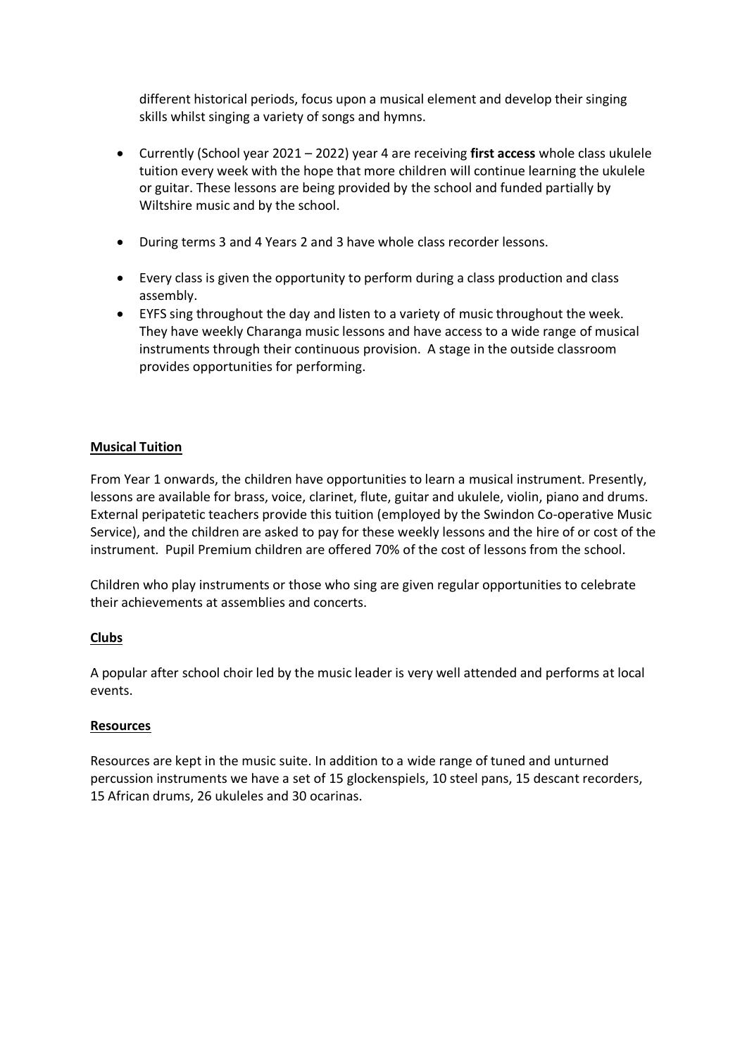different historical periods, focus upon a musical element and develop their singing skills whilst singing a variety of songs and hymns.

- Currently (School year 2021 – 2022) year 4 are receiving **first access** whole class ukulele tuition every week with the hope that more children will continue learning the ukulele or guitar. These lessons are being provided by the school and funded partially by Wiltshire music and by the school.

- During terms 3 and 4 Years 2 and 3 have whole class recorder lessons.

- Every class is given the opportunity to perform during a class production and class assembly.
- EYFS sing throughout the day and listen to a variety of music throughout the week. They have weekly Charanga music lessons and have access to a wide range of musical instruments through their continuous provision. A stage in the outside classroom provides opportunities for performing.

**Musical Tuition**

From Year 1 onwards, the children have opportunities to learn a musical instrument. Presently, lessons are available for brass, voice, clarinet, flute, guitar and ukulele, violin, piano and drums. External peripatetic teachers provide this tuition (employed by the Swindon Co-operative Music Service), and the children are asked to pay for these weekly lessons and the hire of or cost of the instrument. Pupil Premium children are offered 70% of the cost of lessons from the school.

Children who play instruments or those who sing are given regular opportunities to celebrate their achievements at assemblies and concerts.

**Clubs**

A popular after school choir led by the music leader is very well attended and performs at local events.

**Resources**

Resources are kept in the music suite. In addition to a wide range of tuned and unturned percussion instruments we have a set of 15 glockenspiels, 10 steel pans, 15 descant recorders, 15 African drums, 26 ukuleles and 30 ocarinas.